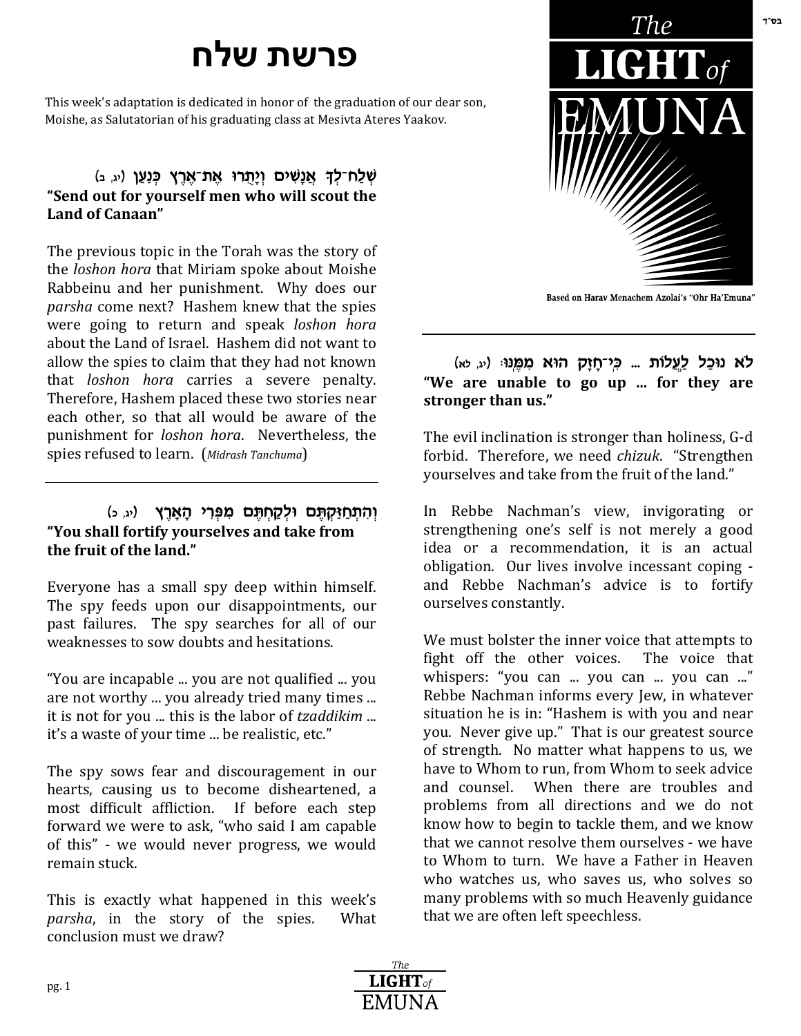בס"ד

# פרשת שלח

This week's adaptation is dedicated in honor of the graduation of our dear son, Moishe, as Salutatorian of his graduating class at Mesivta Ateres Yaakov.

The LIGHT of EMUNA

Based on Harav Menachem Azolai's "Ohr Ha'Emuna"

### שְׁלַח־לְךָ אֲנָשִׁים וְיָתֻרוּ אֶת־אֶרֶץ כְּנַעַן (יג, ב)
**"Send out for yourself men who will scout the Land of Canaan"**

The previous topic in the Torah was the story of the *loshon hora* that Miriam spoke about Moishe Rabbeinu and her punishment. Why does our *parsha* come next? Hashem knew that the spies were going to return and speak *loshon hora* about the Land of Israel. Hashem did not want to allow the spies to claim that they had not known that *loshon hora* carries a severe penalty. Therefore, Hashem placed these two stories near each other, so that all would be aware of the punishment for *loshon hora*. Nevertheless, the spies refused to learn. (*Midrash Tanchuma*)

### וְהִתְחַזַּקְתֶּם וּלְקַחְתֶּם מִפְּרִי הָאָרֶץ (יג, כ)
**"You shall fortify yourselves and take from the fruit of the land."**

Everyone has a small spy deep within himself. The spy feeds upon our disappointments, our past failures. The spy searches for all of our weaknesses to sow doubts and hesitations.

"You are incapable ... you are not qualified ... you are not worthy ... you already tried many times ... it is not for you ... this is the labor of *tzaddikim* ... it's a waste of your time ... be realistic, etc."

The spy sows fear and discouragement in our hearts, causing us to become disheartened, a most difficult affliction. If before each step forward we were to ask, "who said I am capable of this" - we would never progress, we would remain stuck.

This is exactly what happened in this week's *parsha*, in the story of the spies. What conclusion must we draw?

### לֹא נוּכַל לַעֲלוֹת ... כִּי־חָזָק הוּא מִמֶּנּוּ׃ (יג, לא)
**"We are unable to go up ... for they are stronger than us."**

The evil inclination is stronger than holiness, G-d forbid. Therefore, we need *chizuk*. "Strengthen yourselves and take from the fruit of the land."

In Rebbe Nachman's view, invigorating or strengthening one's self is not merely a good idea or a recommendation, it is an actual obligation. Our lives involve incessant coping - and Rebbe Nachman's advice is to fortify ourselves constantly.

We must bolster the inner voice that attempts to fight off the other voices. The voice that whispers: "you can ... you can ... you can ..." Rebbe Nachman informs every Jew, in whatever situation he is in: "Hashem is with you and near you. Never give up." That is our greatest source of strength. No matter what happens to us, we have to Whom to run, from Whom to seek advice and counsel. When there are troubles and problems from all directions and we do not know how to begin to tackle them, and we know that we cannot resolve them ourselves - we have to Whom to turn. We have a Father in Heaven who watches us, who saves us, who solves so many problems with so much Heavenly guidance that we are often left speechless.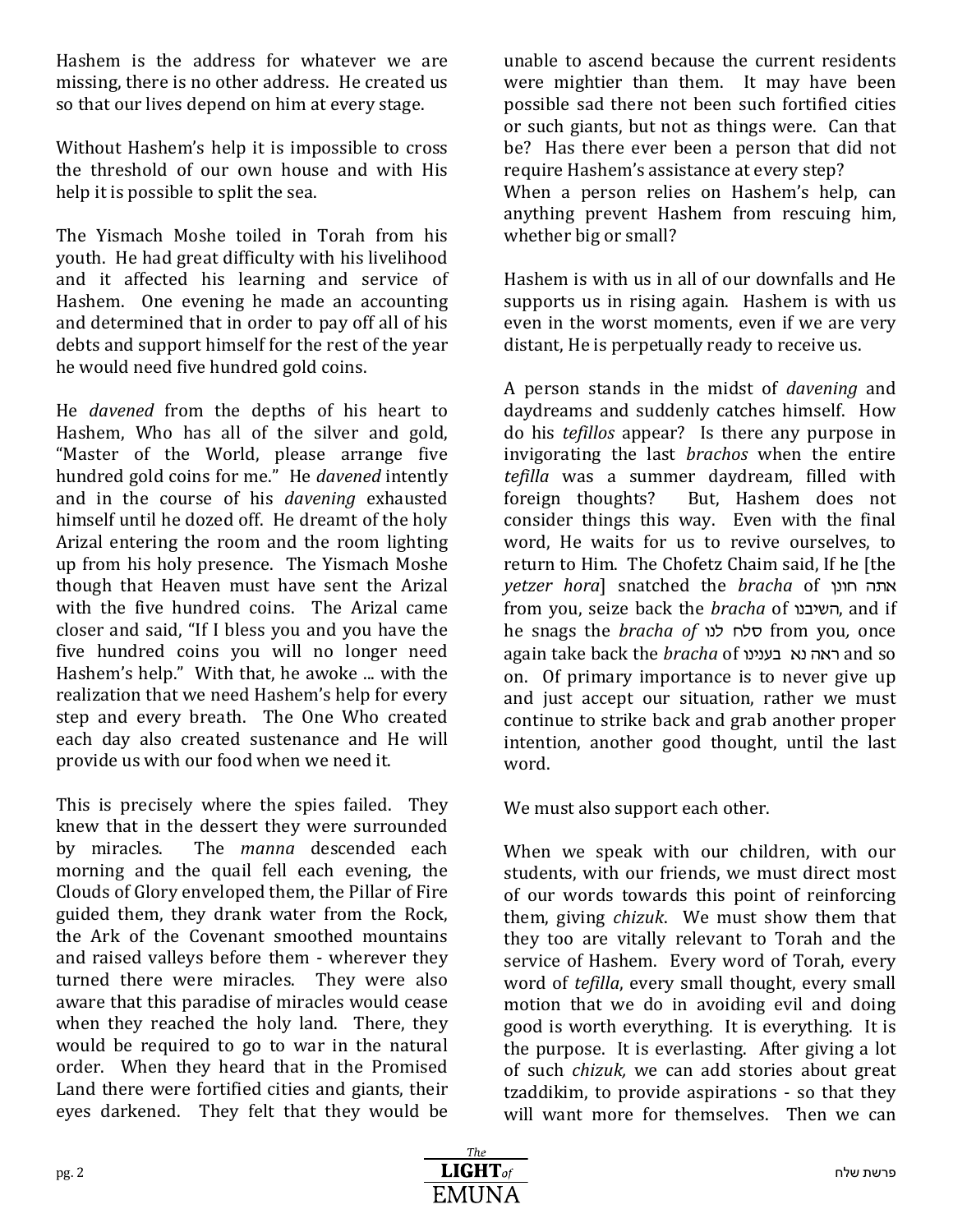Hashem is the address for whatever we are missing, there is no other address. He created us so that our lives depend on him at every stage.

Without Hashem's help it is impossible to cross the threshold of our own house and with His help it is possible to split the sea.

The Yismach Moshe toiled in Torah from his youth. He had great difficulty with his livelihood and it affected his learning and service of Hashem. One evening he made an accounting and determined that in order to pay off all of his debts and support himself for the rest of the year he would need five hundred gold coins.

He *davened* from the depths of his heart to Hashem, Who has all of the silver and gold, "Master of the World, please arrange five hundred gold coins for me." He *davened* intently and in the course of his *davening* exhausted himself until he dozed off. He dreamt of the holy Arizal entering the room and the room lighting up from his holy presence. The Yismach Moshe though that Heaven must have sent the Arizal with the five hundred coins. The Arizal came closer and said, "If I bless you and you have the five hundred coins you will no longer need Hashem's help." With that, he awoke ... with the realization that we need Hashem's help for every step and every breath. The One Who created each day also created sustenance and He will provide us with our food when we need it.

This is precisely where the spies failed. They knew that in the dessert they were surrounded by miracles. The *manna* descended each morning and the quail fell each evening, the Clouds of Glory enveloped them, the Pillar of Fire guided them, they drank water from the Rock, the Ark of the Covenant smoothed mountains and raised valleys before them - wherever they turned there were miracles. They were also aware that this paradise of miracles would cease when they reached the holy land. There, they would be required to go to war in the natural order. When they heard that in the Promised Land there were fortified cities and giants, their eyes darkened. They felt that they would be unable to ascend because the current residents were mightier than them. It may have been possible sad there not been such fortified cities or such giants, but not as things were. Can that be? Has there ever been a person that did not require Hashem's assistance at every step?
When a person relies on Hashem's help, can anything prevent Hashem from rescuing him, whether big or small?

Hashem is with us in all of our downfalls and He supports us in rising again. Hashem is with us even in the worst moments, even if we are very distant, He is perpetually ready to receive us.

A person stands in the midst of *davening* and daydreams and suddenly catches himself. How do his *tefillos* appear? Is there any purpose in invigorating the last *brachos* when the entire *tefilla* was a summer daydream, filled with foreign thoughts? But, Hashem does not consider things this way. Even with the final word, He waits for us to revive ourselves, to return to Him. The Chofetz Chaim said, If he [the *yetzer hora*] snatched the *bracha* of אתה חונן from you, seize back the *bracha* of השיבנו, and if he snags the *bracha of* סלח לנו from you*,* once again take back the *bracha* of ראה נא בענינו and so on. Of primary importance is to never give up and just accept our situation, rather we must continue to strike back and grab another proper intention, another good thought, until the last word.

We must also support each other.

When we speak with our children, with our students, with our friends, we must direct most of our words towards this point of reinforcing them, giving *chizuk*. We must show them that they too are vitally relevant to Torah and the service of Hashem. Every word of Torah, every word of *tefilla*, every small thought, every small motion that we do in avoiding evil and doing good is worth everything. It is everything. It is the purpose. It is everlasting. After giving a lot of such *chizuk,* we can add stories about great tzaddikim, to provide aspirations - so that they will want more for themselves. Then we can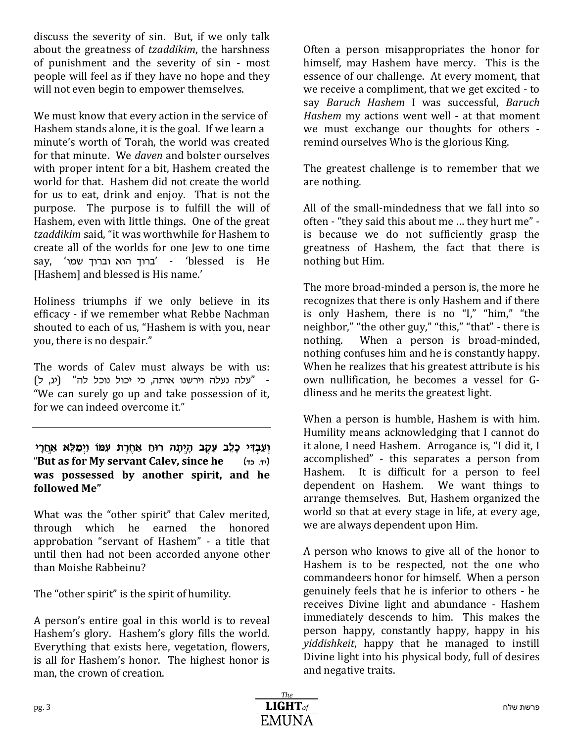discuss the severity of sin. But, if we only talk about the greatness of *tzaddikim*, the harshness of punishment and the severity of sin - most people will feel as if they have no hope and they will not even begin to empower themselves.

We must know that every action in the service of Hashem stands alone, it is the goal. If we learn a minute's worth of Torah, the world was created for that minute. We *daven* and bolster ourselves with proper intent for a bit, Hashem created the world for that. Hashem did not create the world for us to eat, drink and enjoy. That is not the purpose. The purpose is to fulfill the will of Hashem, even with little things. One of the great *tzaddikim* said, "it was worthwhile for Hashem to create all of the worlds for one Jew to one time say, 'ברוך הוא וברוך שמו' - 'blessed is He [Hashem] and blessed is His name.'

Holiness triumphs if we only believe in its efficacy - if we remember what Rebbe Nachman shouted to each of us, "Hashem is with you, near you, there is no despair."

The words of Calev must always be with us: "עלה נעלה וירשנו אותה, כי יכול נוכל לה" (יג, ל) - "We can surely go up and take possession of it, for we can indeed overcome it."

---

**וְעַבְדִּי כָלֵב עֵקֶב הָיְתָה רוּחַ אַחֶרֶת עִמּוֹ וַיְמַלֵּא אַחֲרָי (יד, כד)**
**"But as for My servant Calev, since he was possessed by another spirit, and he followed Me"**

What was the "other spirit" that Calev merited, through which he earned the honored approbation "servant of Hashem" - a title that until then had not been accorded anyone other than Moishe Rabbeinu?

The "other spirit" is the spirit of humility.

A person's entire goal in this world is to reveal Hashem's glory. Hashem's glory fills the world. Everything that exists here, vegetation, flowers, is all for Hashem's honor. The highest honor is man, the crown of creation.

Often a person misappropriates the honor for himself, may Hashem have mercy. This is the essence of our challenge. At every moment, that we receive a compliment, that we get excited - to say *Baruch Hashem* I was successful, *Baruch Hashem* my actions went well - at that moment we must exchange our thoughts for others - remind ourselves Who is the glorious King.

The greatest challenge is to remember that we are nothing.

All of the small-mindedness that we fall into so often - "they said this about me … they hurt me" - is because we do not sufficiently grasp the greatness of Hashem, the fact that there is nothing but Him.

The more broad-minded a person is, the more he recognizes that there is only Hashem and if there is only Hashem, there is no "I," "him," "the neighbor," "the other guy," "this," "that" - there is nothing. When a person is broad-minded, nothing confuses him and he is constantly happy. When he realizes that his greatest attribute is his own nullification, he becomes a vessel for G-dliness and he merits the greatest light.

When a person is humble, Hashem is with him. Humility means acknowledging that I cannot do it alone, I need Hashem. Arrogance is, "I did it, I accomplished" - this separates a person from Hashem. It is difficult for a person to feel dependent on Hashem. We want things to arrange themselves. But, Hashem organized the world so that at every stage in life, at every age, we are always dependent upon Him.

A person who knows to give all of the honor to Hashem is to be respected, not the one who commandeers honor for himself. When a person genuinely feels that he is inferior to others - he receives Divine light and abundance - Hashem immediately descends to him. This makes the person happy, constantly happy, happy in his *yiddishkeit*, happy that he managed to instill Divine light into his physical body, full of desires and negative traits.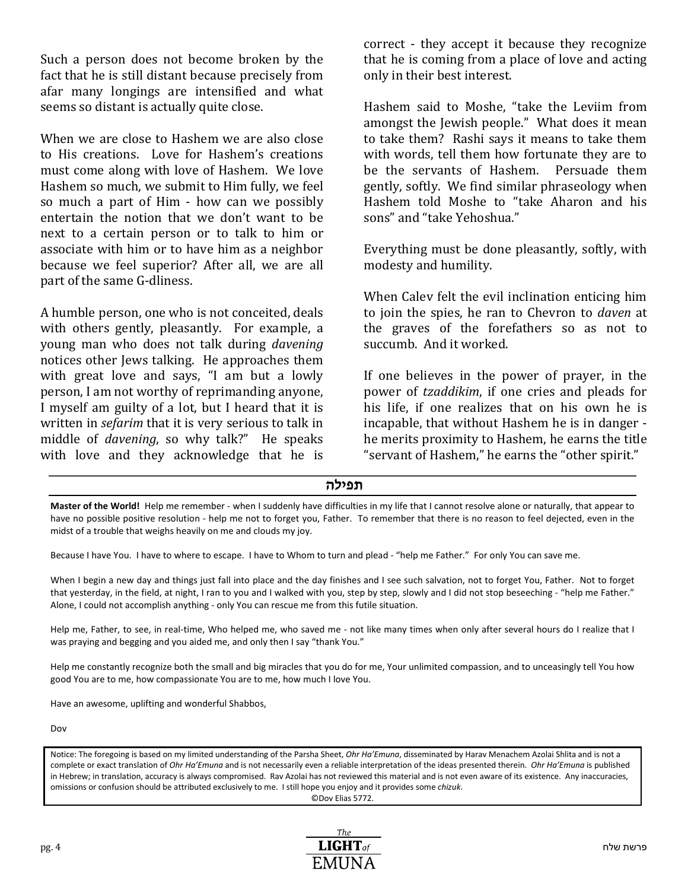Such a person does not become broken by the fact that he is still distant because precisely from afar many longings are intensified and what seems so distant is actually quite close.

When we are close to Hashem we are also close to His creations. Love for Hashem's creations must come along with love of Hashem. We love Hashem so much, we submit to Him fully, we feel so much a part of Him - how can we possibly entertain the notion that we don't want to be next to a certain person or to talk to him or associate with him or to have him as a neighbor because we feel superior? After all, we are all part of the same G-dliness.

A humble person, one who is not conceited, deals with others gently, pleasantly. For example, a young man who does not talk during *davening* notices other Jews talking. He approaches them with great love and says, "I am but a lowly person, I am not worthy of reprimanding anyone, I myself am guilty of a lot, but I heard that it is written in *sefarim* that it is very serious to talk in middle of *davening*, so why talk?" He speaks with love and they acknowledge that he is correct - they accept it because they recognize that he is coming from a place of love and acting only in their best interest.

Hashem said to Moshe, "take the Leviim from amongst the Jewish people." What does it mean to take them? Rashi says it means to take them with words, tell them how fortunate they are to be the servants of Hashem. Persuade them gently, softly. We find similar phraseology when Hashem told Moshe to "take Aharon and his sons" and "take Yehoshua."

Everything must be done pleasantly, softly, with modesty and humility.

When Calev felt the evil inclination enticing him to join the spies, he ran to Chevron to *daven* at the graves of the forefathers so as not to succumb. And it worked.

If one believes in the power of prayer, in the power of *tzaddikim*, if one cries and pleads for his life, if one realizes that on his own he is incapable, that without Hashem he is in danger - he merits proximity to Hashem, he earns the title "servant of Hashem," he earns the "other spirit."

## תפילה

**Master of the World!** Help me remember - when I suddenly have difficulties in my life that I cannot resolve alone or naturally, that appear to have no possible positive resolution - help me not to forget you, Father. To remember that there is no reason to feel dejected, even in the midst of a trouble that weighs heavily on me and clouds my joy.

Because I have You. I have to where to escape. I have to Whom to turn and plead - "help me Father." For only You can save me.

When I begin a new day and things just fall into place and the day finishes and I see such salvation, not to forget You, Father. Not to forget that yesterday, in the field, at night, I ran to you and I walked with you, step by step, slowly and I did not stop beseeching - "help me Father." Alone, I could not accomplish anything - only You can rescue me from this futile situation.

Help me, Father, to see, in real-time, Who helped me, who saved me - not like many times when only after several hours do I realize that I was praying and begging and you aided me, and only then I say "thank You."

Help me constantly recognize both the small and big miracles that you do for me, Your unlimited compassion, and to unceasingly tell You how good You are to me, how compassionate You are to me, how much I love You.

Have an awesome, uplifting and wonderful Shabbos,

Dov

Notice: The foregoing is based on my limited understanding of the Parsha Sheet, *Ohr Ha'Emuna*, disseminated by Harav Menachem Azolai Shlita and is not a complete or exact translation of *Ohr Ha'Emuna* and is not necessarily even a reliable interpretation of the ideas presented therein. *Ohr Ha'Emuna* is published in Hebrew; in translation, accuracy is always compromised. Rav Azolai has not reviewed this material and is not even aware of its existence. Any inaccuracies, omissions or confusion should be attributed exclusively to me. I still hope you enjoy and it provides some *chizuk*.

©Dov Elias 5772.